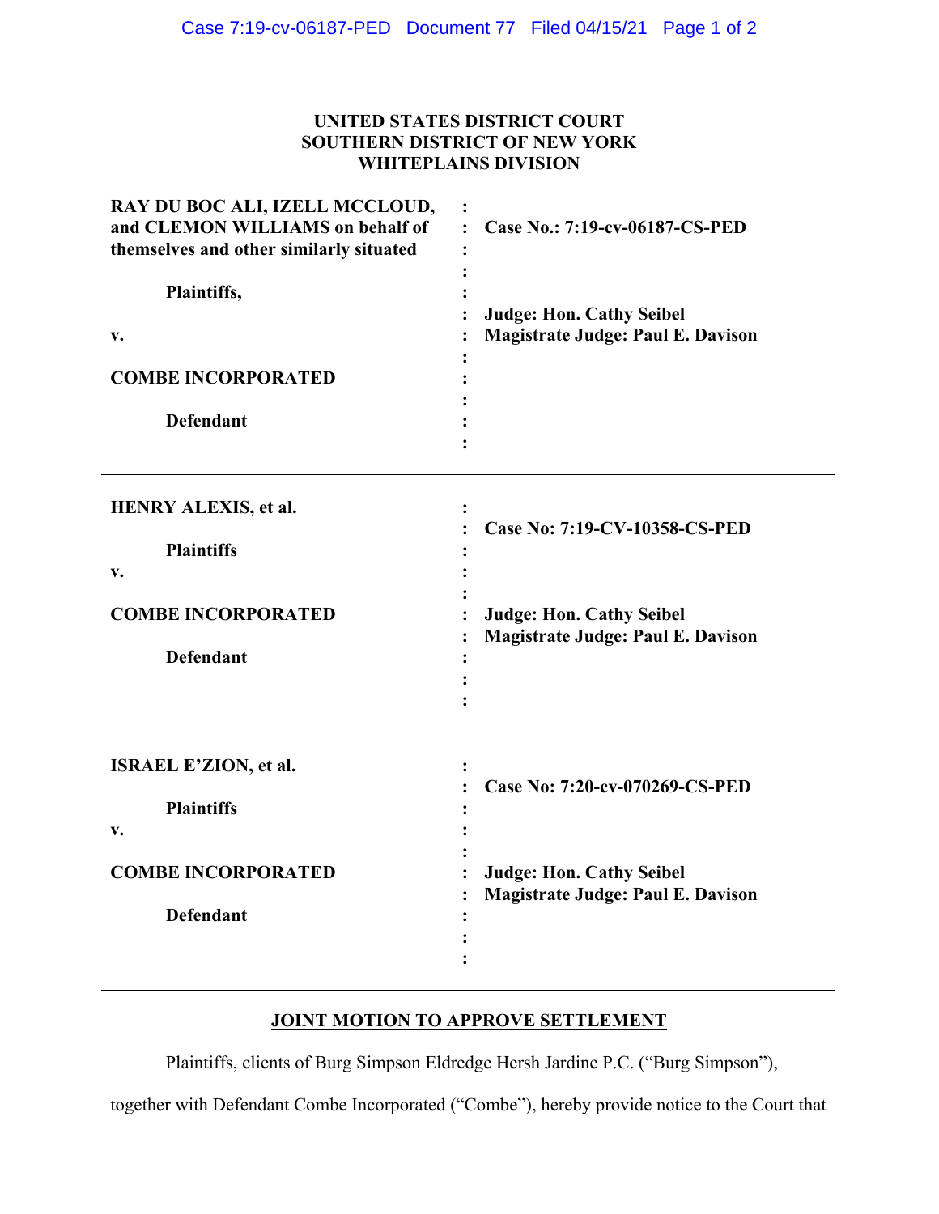**UNITED STATES DISTRICT COURT**
**SOUTHERN DISTRICT OF NEW YORK**
**WHITEPLAINS DIVISION**

| | | |
|---|---|---|
| **RAY DU BOC ALI, IZELL MCCLOUD, and CLEMON WILLIAMS on behalf of themselves and other similarly situated**<br><br>**Plaintiffs,**<br><br>**v.**<br><br>**COMBE INCORPORATED**<br><br>**Defendant** | : | **Case No.: 7:19-cv-06187-CS-PED**<br><br>**Judge: Hon. Cathy Seibel**<br>**Magistrate Judge: Paul E. Davison** |
| **HENRY ALEXIS, et al.**<br><br>**Plaintiffs**<br>**v.**<br><br>**COMBE INCORPORATED**<br><br>**Defendant** | : | **Case No: 7:19-CV-10358-CS-PED**<br><br>**Judge: Hon. Cathy Seibel**<br>**Magistrate Judge: Paul E. Davison** |
| **ISRAEL E'ZION, et al.**<br><br>**Plaintiffs**<br>**v.**<br><br>**COMBE INCORPORATED**<br><br>**Defendant** | : | **Case No: 7:20-cv-070269-CS-PED**<br><br>**Judge: Hon. Cathy Seibel**<br>**Magistrate Judge: Paul E. Davison** |

**JOINT MOTION TO APPROVE SETTLEMENT**

Plaintiffs, clients of Burg Simpson Eldredge Hersh Jardine P.C. ("Burg Simpson"), together with Defendant Combe Incorporated ("Combe"), hereby provide notice to the Court that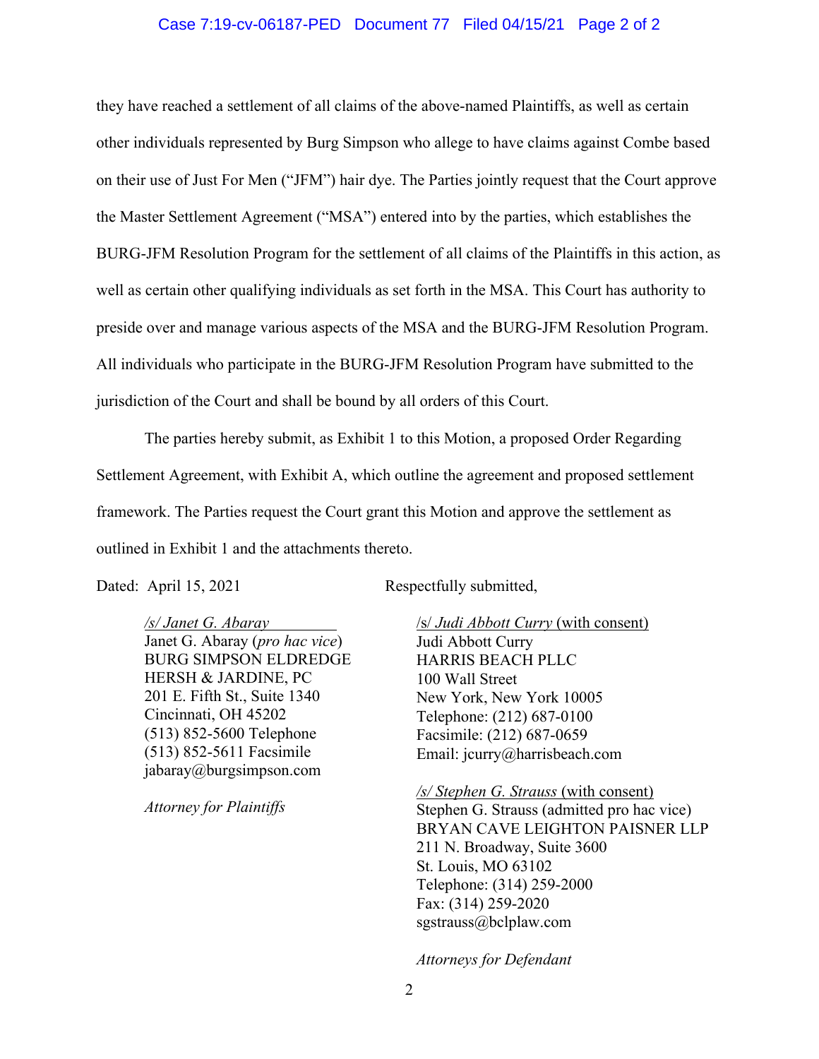they have reached a settlement of all claims of the above-named Plaintiffs, as well as certain other individuals represented by Burg Simpson who allege to have claims against Combe based on their use of Just For Men ("JFM") hair dye. The Parties jointly request that the Court approve the Master Settlement Agreement ("MSA") entered into by the parties, which establishes the BURG-JFM Resolution Program for the settlement of all claims of the Plaintiffs in this action, as well as certain other qualifying individuals as set forth in the MSA. This Court has authority to preside over and manage various aspects of the MSA and the BURG-JFM Resolution Program. All individuals who participate in the BURG-JFM Resolution Program have submitted to the jurisdiction of the Court and shall be bound by all orders of this Court.

The parties hereby submit, as Exhibit 1 to this Motion, a proposed Order Regarding Settlement Agreement, with Exhibit A, which outline the agreement and proposed settlement framework. The Parties request the Court grant this Motion and approve the settlement as outlined in Exhibit 1 and the attachments thereto.

Dated: April 15, 2021

Respectfully submitted,

*/s/ Janet G. Abaray*
Janet G. Abaray (*pro hac vice*)
BURG SIMPSON ELDREDGE
HERSH & JARDINE, PC
201 E. Fifth St., Suite 1340
Cincinnati, OH 45202
(513) 852-5600 Telephone
(513) 852-5611 Facsimile
jabaray@burgsimpson.com

*Attorney for Plaintiffs*

/s/ *Judi Abbott Curry* (with consent)
Judi Abbott Curry
HARRIS BEACH PLLC
100 Wall Street
New York, New York 10005
Telephone: (212) 687-0100
Facsimile: (212) 687-0659
Email: jcurry@harrisbeach.com

*/s/ Stephen G. Strauss* (with consent)
Stephen G. Strauss (admitted pro hac vice)
BRYAN CAVE LEIGHTON PAISNER LLP
211 N. Broadway, Suite 3600
St. Louis, MO 63102
Telephone: (314) 259-2000
Fax: (314) 259-2020
sgstrauss@bclplaw.com

*Attorneys for Defendant*